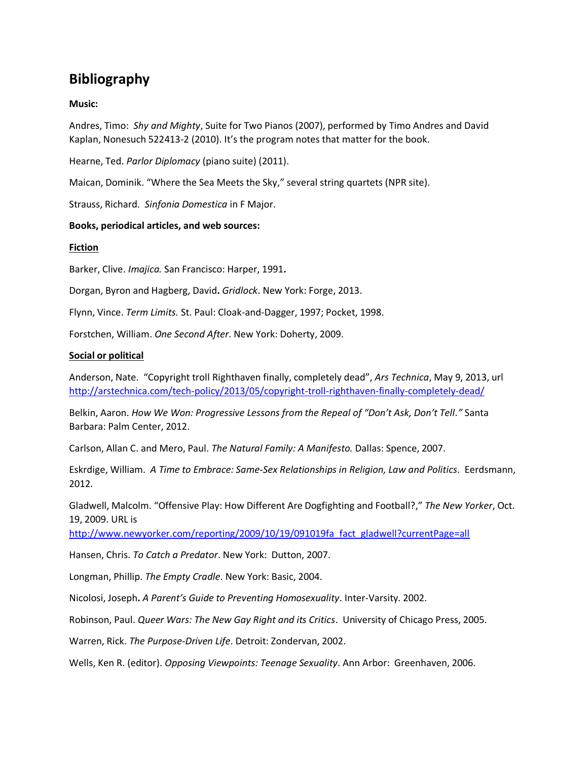## Bibliography

**Music:**

Andres, Timo: *Shy and Mighty*, Suite for Two Pianos (2007), performed by Timo Andres and David Kaplan, Nonesuch 522413-2 (2010). It's the program notes that matter for the book.

Hearne, Ted. *Parlor Diplomacy* (piano suite) (2011).

Maican, Dominik. "Where the Sea Meets the Sky," several string quartets (NPR site).

Strauss, Richard. *Sinfonia Domestica* in F Major.

**Books, periodical articles, and web sources:**

**Fiction**

Barker, Clive. *Imajica.* San Francisco: Harper, 1991**.**

Dorgan, Byron and Hagberg, David**.** *Gridlock*. New York: Forge, 2013.

Flynn, Vince. *Term Limits.* St. Paul: Cloak-and-Dagger, 1997; Pocket, 1998.

Forstchen, William. *One Second After*. New York: Doherty, 2009.

**Social or political**

Anderson, Nate. "Copyright troll Righthaven finally, completely dead", *Ars Technica*, May 9, 2013, url http://arstechnica.com/tech-policy/2013/05/copyright-troll-righthaven-finally-completely-dead/

Belkin, Aaron. *How We Won: Progressive Lessons from the Repeal of "Don't Ask, Don't Tell."* Santa Barbara: Palm Center, 2012.

Carlson, Allan C. and Mero, Paul. *The Natural Family: A Manifesto.* Dallas: Spence, 2007.

Eskrdige, William. *A Time to Embrace: Same-Sex Relationships in Religion, Law and Politics*. Eerdsmann, 2012.

Gladwell, Malcolm. "Offensive Play: How Different Are Dogfighting and Football?," *The New Yorker*, Oct. 19, 2009. URL is http://www.newyorker.com/reporting/2009/10/19/091019fa_fact_gladwell?currentPage=all

Hansen, Chris. *To Catch a Predator*. New York: Dutton, 2007.

Longman, Phillip. *The Empty Cradle*. New York: Basic, 2004.

Nicolosi, Joseph**.** *A Parent's Guide to Preventing Homosexuality*. Inter-Varsity. 2002.

Robinson, Paul. *Queer Wars: The New Gay Right and its Critics*. University of Chicago Press, 2005.

Warren, Rick. *The Purpose-Driven Life*. Detroit: Zondervan, 2002.

Wells, Ken R. (editor). *Opposing Viewpoints: Teenage Sexuality*. Ann Arbor: Greenhaven, 2006.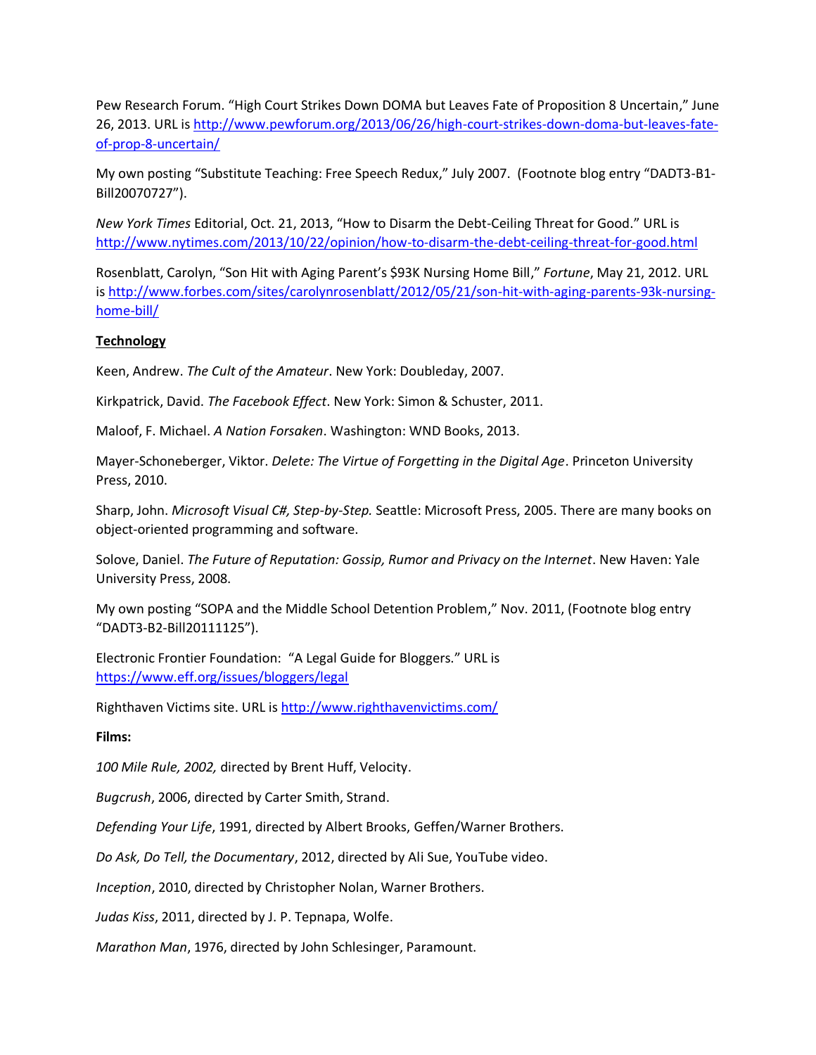Pew Research Forum. "High Court Strikes Down DOMA but Leaves Fate of Proposition 8 Uncertain," June 26, 2013. URL is [http://www.pewforum.org/2013/06/26/high-court-strikes-down-doma-but-leaves-fate-of-prop-8-uncertain/](http://www.pewforum.org/2013/06/26/high-court-strikes-down-doma-but-leaves-fate-of-prop-8-uncertain/)

My own posting "Substitute Teaching: Free Speech Redux," July 2007. (Footnote blog entry "DADT3-B1-Bill20070727").

*New York Times* Editorial, Oct. 21, 2013, "How to Disarm the Debt-Ceiling Threat for Good." URL is [http://www.nytimes.com/2013/10/22/opinion/how-to-disarm-the-debt-ceiling-threat-for-good.html](http://www.nytimes.com/2013/10/22/opinion/how-to-disarm-the-debt-ceiling-threat-for-good.html)

Rosenblatt, Carolyn, "Son Hit with Aging Parent's $93K Nursing Home Bill," *Fortune*, May 21, 2012. URL is [http://www.forbes.com/sites/carolynrosenblatt/2012/05/21/son-hit-with-aging-parents-93k-nursing-home-bill/](http://www.forbes.com/sites/carolynrosenblatt/2012/05/21/son-hit-with-aging-parents-93k-nursing-home-bill/)

**Technology**

Keen, Andrew. *The Cult of the Amateur*. New York: Doubleday, 2007.

Kirkpatrick, David. *The Facebook Effect*. New York: Simon & Schuster, 2011.

Maloof, F. Michael. *A Nation Forsaken*. Washington: WND Books, 2013.

Mayer-Schoneberger, Viktor. *Delete: The Virtue of Forgetting in the Digital Age*. Princeton University Press, 2010.

Sharp, John. *Microsoft Visual C#, Step-by-Step.* Seattle: Microsoft Press, 2005. There are many books on object-oriented programming and software.

Solove, Daniel. *The Future of Reputation: Gossip, Rumor and Privacy on the Internet*. New Haven: Yale University Press, 2008.

My own posting "SOPA and the Middle School Detention Problem," Nov. 2011, (Footnote blog entry "DADT3-B2-Bill20111125").

Electronic Frontier Foundation: "A Legal Guide for Bloggers." URL is [https://www.eff.org/issues/bloggers/legal](https://www.eff.org/issues/bloggers/legal)

Righthaven Victims site. URL is [http://www.righthavenvictims.com/](http://www.righthavenvictims.com/)

**Films:**

*100 Mile Rule, 2002,* directed by Brent Huff, Velocity.

*Bugcrush*, 2006, directed by Carter Smith, Strand.

*Defending Your Life*, 1991, directed by Albert Brooks, Geffen/Warner Brothers.

*Do Ask, Do Tell, the Documentary*, 2012, directed by Ali Sue, YouTube video.

*Inception*, 2010, directed by Christopher Nolan, Warner Brothers.

*Judas Kiss*, 2011, directed by J. P. Tepnapa, Wolfe.

*Marathon Man*, 1976, directed by John Schlesinger, Paramount.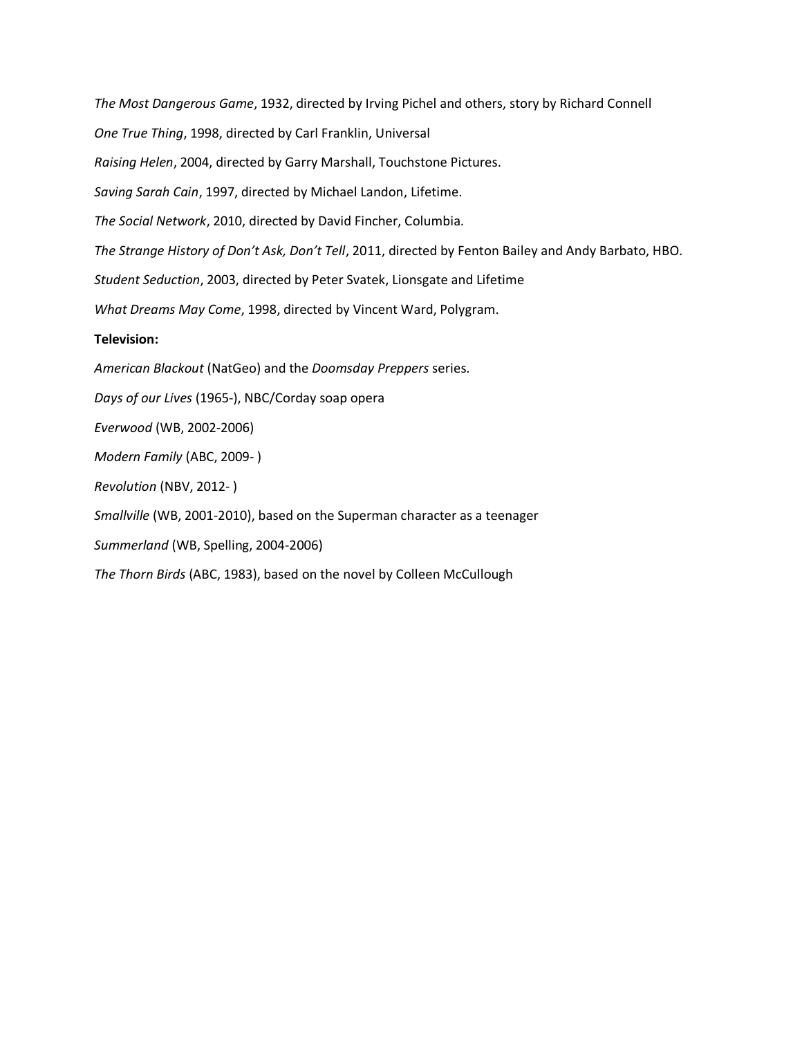*The Most Dangerous Game*, 1932, directed by Irving Pichel and others, story by Richard Connell

*One True Thing*, 1998, directed by Carl Franklin, Universal

*Raising Helen*, 2004, directed by Garry Marshall, Touchstone Pictures.

*Saving Sarah Cain*, 1997, directed by Michael Landon, Lifetime.

*The Social Network*, 2010, directed by David Fincher, Columbia.

*The Strange History of Don't Ask, Don't Tell*, 2011, directed by Fenton Bailey and Andy Barbato, HBO.

*Student Seduction*, 2003, directed by Peter Svatek, Lionsgate and Lifetime

*What Dreams May Come*, 1998, directed by Vincent Ward, Polygram.

**Television:**

*American Blackout* (NatGeo) and the *Doomsday Preppers* series.

*Days of our Lives* (1965-), NBC/Corday soap opera

*Everwood* (WB, 2002-2006)

*Modern Family* (ABC, 2009- )

*Revolution* (NBV, 2012- )

*Smallville* (WB, 2001-2010), based on the Superman character as a teenager

*Summerland* (WB, Spelling, 2004-2006)

*The Thorn Birds* (ABC, 1983), based on the novel by Colleen McCullough